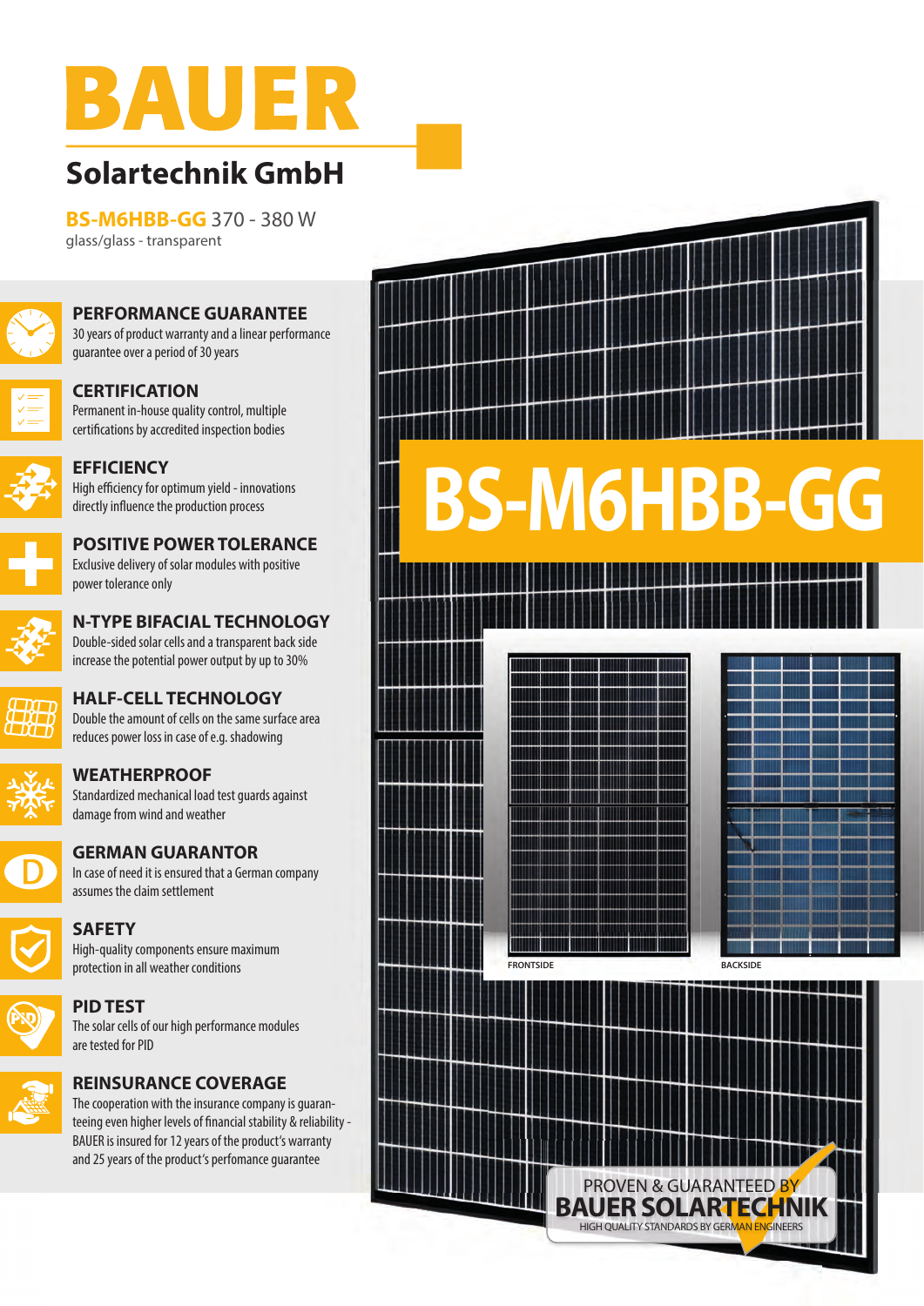# BAUER

## Solartechnik GmbH

**BS-M6HBB-GG** 370 - 380 W
glass/glass - transparent

### PERFORMANCE GUARANTEE
30 years of product warranty and a linear performance guarantee over a period of 30 years

### CERTIFICATION
Permanent in-house quality control, multiple certifications by accredited inspection bodies

### EFFICIENCY
High efficiency for optimum yield - innovations directly influence the production process

### POSITIVE POWER TOLERANCE
Exclusive delivery of solar modules with positive power tolerance only

### N-TYPE BIFACIAL TECHNOLOGY
Double-sided solar cells and a transparent back side increase the potential power output by up to 30%

### HALF-CELL TECHNOLOGY
Double the amount of cells on the same surface area reduces power loss in case of e.g. shadowing

### WEATHERPROOF
Standardized mechanical load test guards against damage from wind and weather

### GERMAN GUARANTOR
In case of need it is ensured that a German company assumes the claim settlement

### SAFETY
High-quality components ensure maximum protection in all weather conditions

### PID TEST
The solar cells of our high performance modules are tested for PID

### REINSURANCE COVERAGE
The cooperation with the insurance company is guaranteeing even higher levels of financial stability & reliability - BAUER is insured for 12 years of the product's warranty and 25 years of the product's perfomance guarantee

# BS-M6HBB-GG

FRONTSIDE

BACKSIDE

PROVEN & GUARANTEED BY
**BAUER SOLARTECHNIK**
HIGH QUALITY STANDARDS BY GERMAN ENGINEERS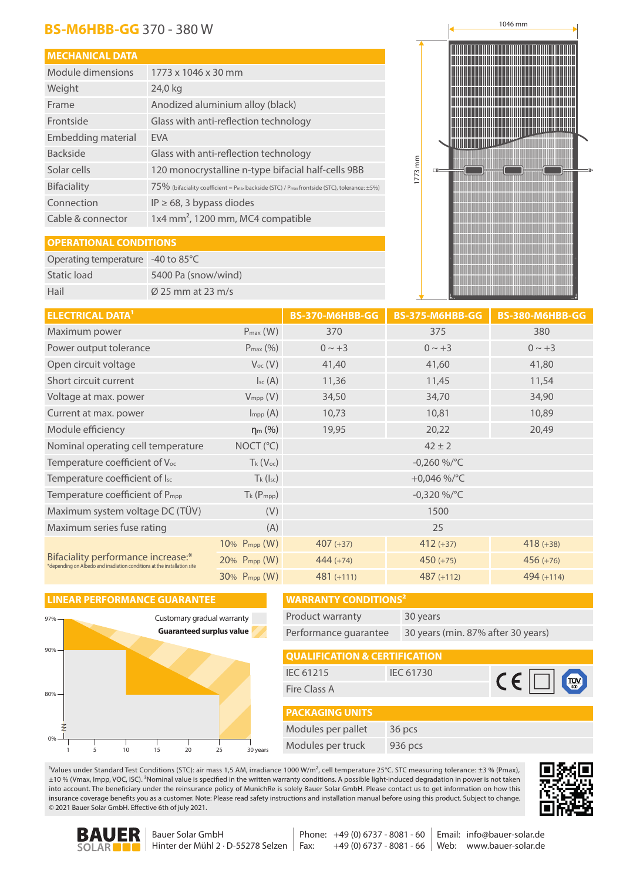# BS-M6HBB-GG 370 - 380 W

## MECHANICAL DATA

| | |
|---|---|
| Module dimensions | 1773 x 1046 x 30 mm |
| Weight | 24,0 kg |
| Frame | Anodized aluminium alloy (black) |
| Frontside | Glass with anti-reflection technology |
| Embedding material | EVA |
| Backside | Glass with anti-reflection technology |
| Solar cells | 120 monocrystalline n-type bifacial half-cells 9BB |
| Bifaciality | 75% (bifaciality coefficient = $P_{max}$ backside (STC) / $P_{max}$ frontside (STC), tolerance: ±5%) |
| Connection | IP ≥ 68, 3 bypass diodes |
| Cable & connector | 1x4 mm², 1200 mm, MC4 compatible |

1046 mm

1773 mm

## OPERATIONAL CONDITIONS

| | |
|---|---|
| Operating temperature | -40 to 85°C |
| Static load | 5400 Pa (snow/wind) |
| Hail | Ø 25 mm at 23 m/s |

## ELECTRICAL DATA[1]

| ELECTRICAL DATA[1] | | BS-370-M6HBB-GG | BS-375-M6HBB-GG | BS-380-M6HBB-GG |
|---|---|---|---|---|
| Maximum power | $P_{max}$ (W) | 370 | 375 | 380 |
| Power output tolerance | $P_{max}$ (%) | 0 ~ +3 | 0 ~ +3 | 0 ~ +3 |
| Open circuit voltage | $V_{oc}$ (V) | 41,40 | 41,60 | 41,80 |
| Short circuit current | $I_{sc}$ (A) | 11,36 | 11,45 | 11,54 |
| Voltage at max. power | $V_{mpp}$ (V) | 34,50 | 34,70 | 34,90 |
| Current at max. power | $I_{mpp}$ (A) | 10,73 | 10,81 | 10,89 |
| Module efficiency | $\eta_m$ (%) | 19,95 | 20,22 | 20,49 |
| Nominal operating cell temperature | NOCT (°C) | 42 ± 2 | | |
| Temperature coefficient of $V_{oc}$ | $T_k$ ($V_{oc}$) | -0,260 %/°C | | |
| Temperature coefficient of $I_{sc}$ | $T_k$ ($I_{sc}$) | +0,046 %/°C | | |
| Temperature coefficient of $P_{mpp}$ | $T_k$ ($P_{mpp}$) | -0,320 %/°C | | |
| Maximum system voltage DC (TÜV) | (V) | 1500 | | |
| Maximum series fuse rating | (A) | 25 | | |
| Bifaciality performance increase:* | 10% $P_{mpp}$ (W) | 407 (+37) | 412 (+37) | 418 (+38) |
| *depending on Albedo and irradiation conditions at the installation site | 20% $P_{mpp}$ (W) | 444 (+74) | 450 (+75) | 456 (+76) |
| | 30% $P_{mpp}$ (W) | 481 (+111) | 487 (+112) | 494 (+114) |

## LINEAR PERFORMANCE GUARANTEE

Customary gradual warranty

Guaranteed surplus value

97%
90%
80%
0%

1 5 10 15 20 25 30 years

## WARRANTY CONDITIONS[2]

| | |
|---|---|
| Product warranty | 30 years |
| Performance guarantee | 30 years (min. 87% after 30 years) |

## QUALIFICATION & CERTIFICATION

| | |
|---|---|
| IEC 61215 | IEC 61730 |
| Fire Class A | |

## PACKAGING UNITS

| | |
|---|---|
| Modules per pallet | 36 pcs |
| Modules per truck | 936 pcs |

[1]Values under Standard Test Conditions (STC): air mass 1,5 AM, irradiance 1000 W/m², cell temperature 25°C. STC measuring tolerance: ±3 % (Pmax), ±10 % (Vmax, Impp, VOC, ISC). [2]Nominal value is specified in the written warranty conditions. A possible light-induced degradation in power is not taken into account. The beneficiary under the reinsurance policy of MunichRe is solely Bauer Solar GmbH. Please contact us to get information on how this insurance coverage benefits you as a customer. Note: Please read safety instructions and installation manual before using this product. Subject to change. © 2021 Bauer Solar GmbH. Effective 6th of july 2021.

BAUER SOLAR

Bauer Solar GmbH
Hinter der Mühl 2 · D-55278 Selzen

Phone: +49 (0) 6737 - 8081 - 60
Fax: +49 (0) 6737 - 8081 - 66

Email: info@bauer-solar.de
Web: www.bauer-solar.de